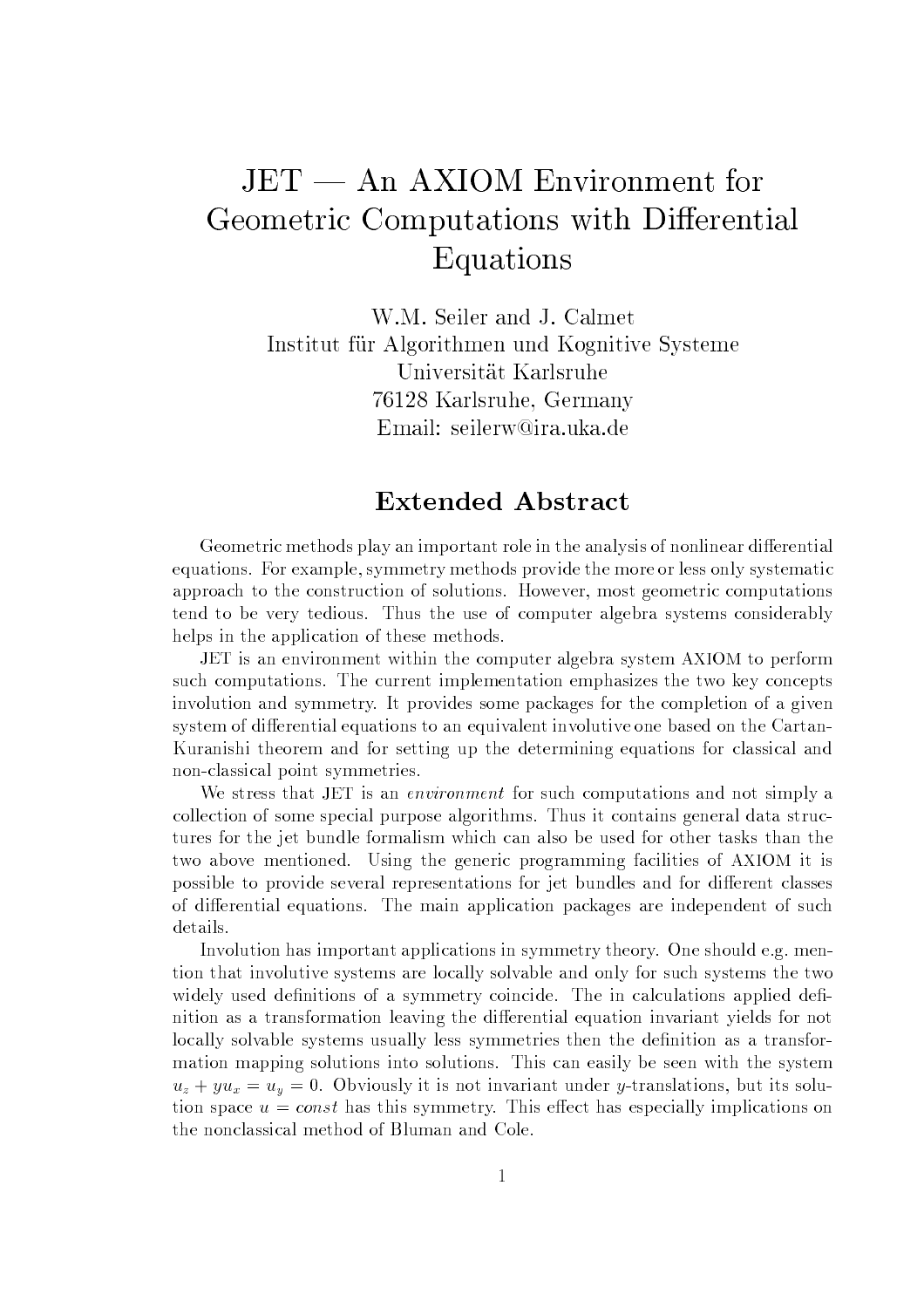# JET — An AXIOM Environment for Geometric Computations with Differential Equations

W.M. Seiler and J. Calmet
Institut für Algorithmen und Kognitive Systeme
Universität Karlsruhe
76128 Karlsruhe, Germany
Email: seilerw@ira.uka.de

## Extended Abstract

Geometric methods play an important role in the analysis of nonlinear differential equations. For example, symmetry methods provide the more or less only systematic approach to the construction of solutions. However, most geometric computations tend to be very tedious. Thus the use of computer algebra systems considerably helps in the application of these methods.

JET is an environment within the computer algebra system AXIOM to perform such computations. The current implementation emphasizes the two key concepts involution and symmetry. It provides some packages for the completion of a given system of differential equations to an equivalent involutive one based on the Cartan-Kuranishi theorem and for setting up the determining equations for classical and non-classical point symmetries.

We stress that JET is an *environment* for such computations and not simply a collection of some special purpose algorithms. Thus it contains general data structures for the jet bundle formalism which can also be used for other tasks than the two above mentioned. Using the generic programming facilities of AXIOM it is possible to provide several representations for jet bundles and for different classes of differential equations. The main application packages are independent of such details.

Involution has important applications in symmetry theory. One should e.g. mention that involutive systems are locally solvable and only for such systems the two widely used definitions of a symmetry coincide. The in calculations applied definition as a transformation leaving the differential equation invariant yields for not locally solvable systems usually less symmetries then the definition as a transformation mapping solutions into solutions. This can easily be seen with the system $u_z + yu_x = u_y = 0$. Obviously it is not invariant under $y$-translations, but its solution space $u = const$ has this symmetry. This effect has especially implications on the nonclassical method of Bluman and Cole.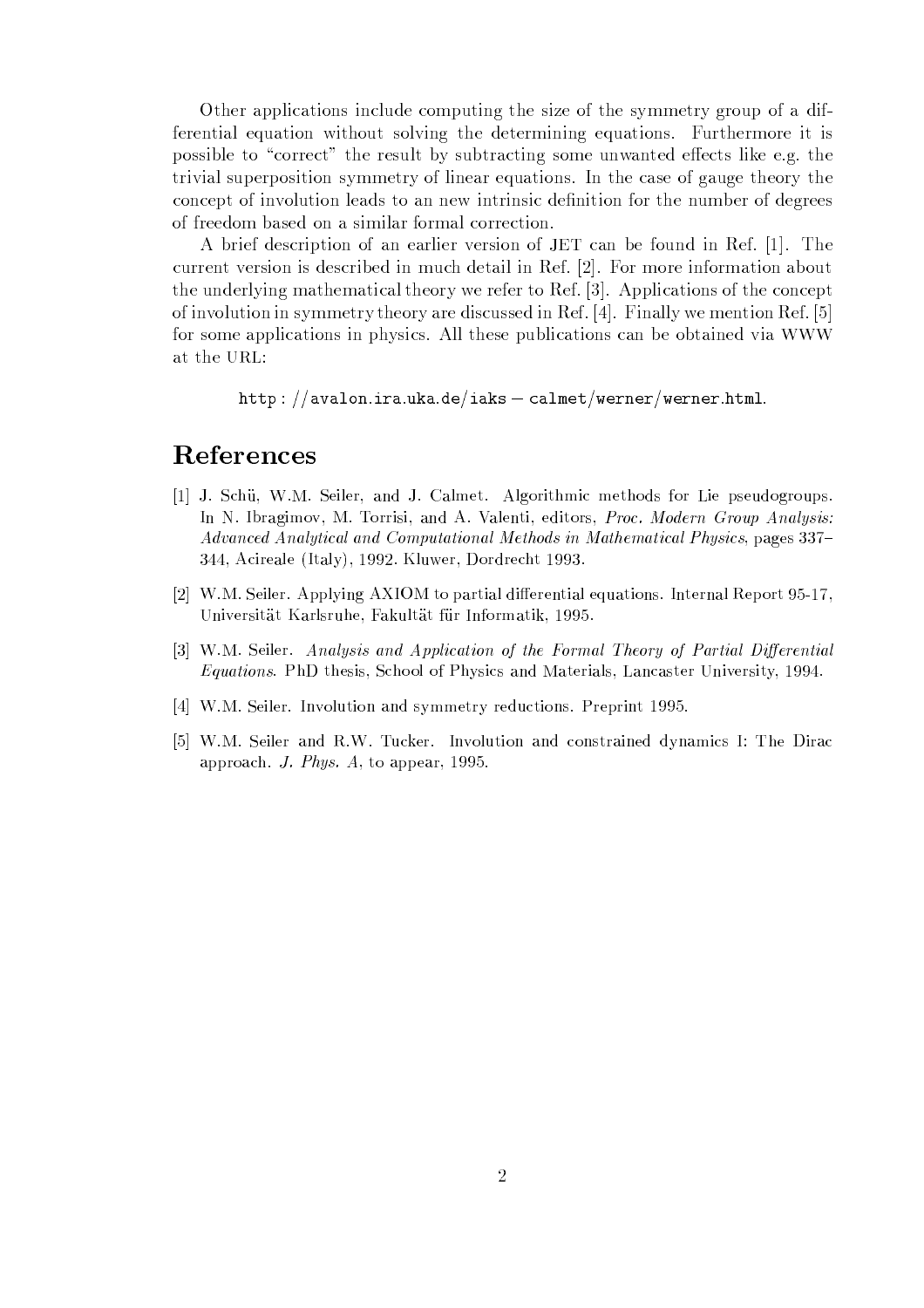Other applications include computing the size of the symmetry group of a differential equation without solving the determining equations. Furthermore it is possible to "correct" the result by subtracting some unwanted effects like e.g. the trivial superposition symmetry of linear equations. In the case of gauge theory the concept of involution leads to an new intrinsic definition for the number of degrees of freedom based on a similar formal correction.

A brief description of an earlier version of JET can be found in Ref. [1]. The current version is described in much detail in Ref. [2]. For more information about the underlying mathematical theory we refer to Ref. [3]. Applications of the concept of involution in symmetry theory are discussed in Ref. [4]. Finally we mention Ref. [5] for some applications in physics. All these publications can be obtained via WWW at the URL:

`http://avalon.ira.uka.de/iaks-calmet/werner/werner.html`.

## References

[1] J. Schü, W.M. Seiler, and J. Calmet. Algorithmic methods for Lie pseudogroups. In N. Ibragimov, M. Torrisi, and A. Valenti, editors, *Proc. Modern Group Analysis: Advanced Analytical and Computational Methods in Mathematical Physics*, pages 337–344, Acireale (Italy), 1992. Kluwer, Dordrecht 1993.

[2] W.M. Seiler. Applying AXIOM to partial differential equations. Internal Report 95-17, Universität Karlsruhe, Fakultät für Informatik, 1995.

[3] W.M. Seiler. *Analysis and Application of the Formal Theory of Partial Differential Equations*. PhD thesis, School of Physics and Materials, Lancaster University, 1994.

[4] W.M. Seiler. Involution and symmetry reductions. Preprint 1995.

[5] W.M. Seiler and R.W. Tucker. Involution and constrained dynamics I: The Dirac approach. *J. Phys. A*, to appear, 1995.